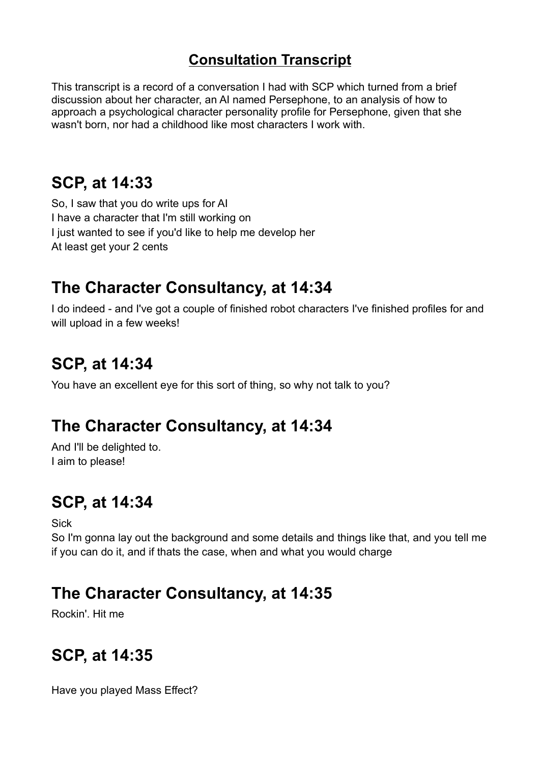# Consultation Transcript

This transcript is a record of a conversation I had with SCP which turned from a brief discussion about her character, an AI named Persephone, to an analysis of how to approach a psychological character personality profile for Persephone, given that she wasn't born, nor had a childhood like most characters I work with.

## SCP, at 14:33

So, I saw that you do write ups for AI
I have a character that I'm still working on
I just wanted to see if you'd like to help me develop her
At least get your 2 cents

## The Character Consultancy, at 14:34

I do indeed - and I've got a couple of finished robot characters I've finished profiles for and will upload in a few weeks!

## SCP, at 14:34

You have an excellent eye for this sort of thing, so why not talk to you?

## The Character Consultancy, at 14:34

And I'll be delighted to.
I aim to please!

## SCP, at 14:34

Sick
So I'm gonna lay out the background and some details and things like that, and you tell me if you can do it, and if thats the case, when and what you would charge

## The Character Consultancy, at 14:35

Rockin'. Hit me

## SCP, at 14:35

Have you played Mass Effect?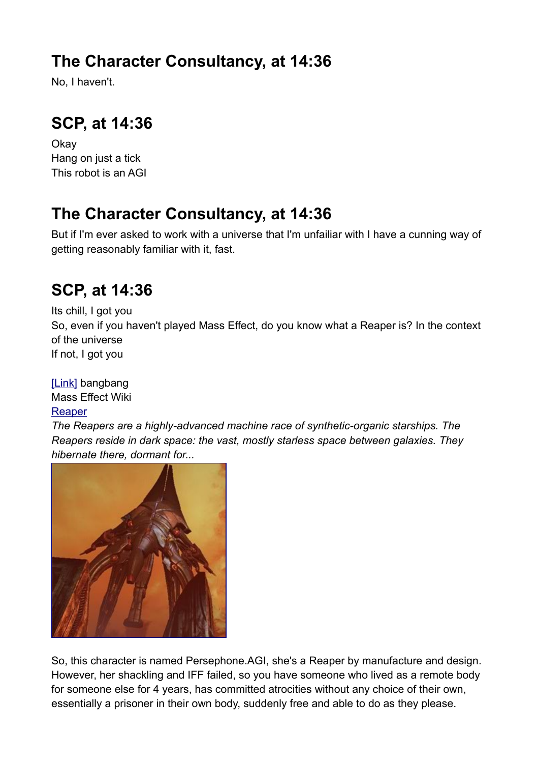## The Character Consultancy, at 14:36

No, I haven't.

## SCP, at 14:36

Okay
Hang on just a tick
This robot is an AGI

## The Character Consultancy, at 14:36

But if I'm ever asked to work with a universe that I'm unfailiar with I have a cunning way of getting reasonably familiar with it, fast.

## SCP, at 14:36

Its chill, I got you
So, even if you haven't played Mass Effect, do you know what a Reaper is? In the context of the universe
If not, I got you

[Link] bangbang
Mass Effect Wiki
Reaper
*The Reapers are a highly-advanced machine race of synthetic-organic starships. The Reapers reside in dark space: the vast, mostly starless space between galaxies. They hibernate there, dormant for...*

So, this character is named Persephone.AGI, she's a Reaper by manufacture and design. However, her shackling and IFF failed, so you have someone who lived as a remote body for someone else for 4 years, has committed atrocities without any choice of their own, essentially a prisoner in their own body, suddenly free and able to do as they please.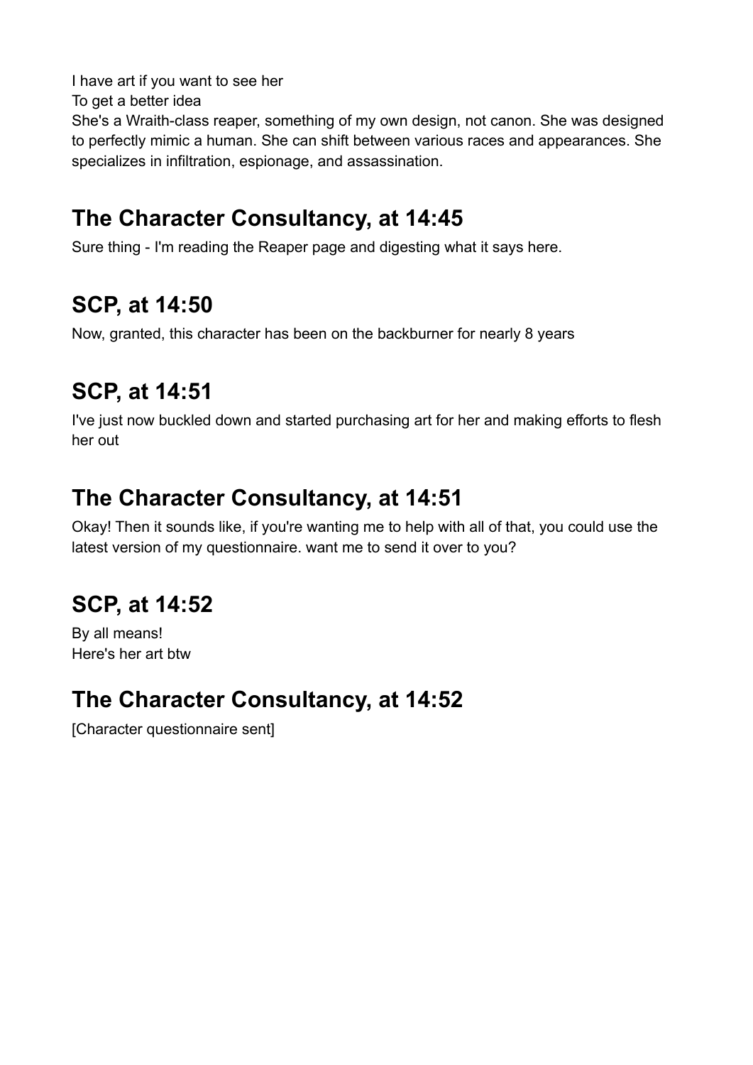I have art if you want to see her
To get a better idea
She's a Wraith-class reaper, something of my own design, not canon. She was designed to perfectly mimic a human. She can shift between various races and appearances. She specializes in infiltration, espionage, and assassination.

## The Character Consultancy, at 14:45

Sure thing - I'm reading the Reaper page and digesting what it says here.

## SCP, at 14:50

Now, granted, this character has been on the backburner for nearly 8 years

## SCP, at 14:51

I've just now buckled down and started purchasing art for her and making efforts to flesh her out

## The Character Consultancy, at 14:51

Okay! Then it sounds like, if you're wanting me to help with all of that, you could use the latest version of my questionnaire. want me to send it over to you?

## SCP, at 14:52

By all means!
Here's her art btw

## The Character Consultancy, at 14:52

[Character questionnaire sent]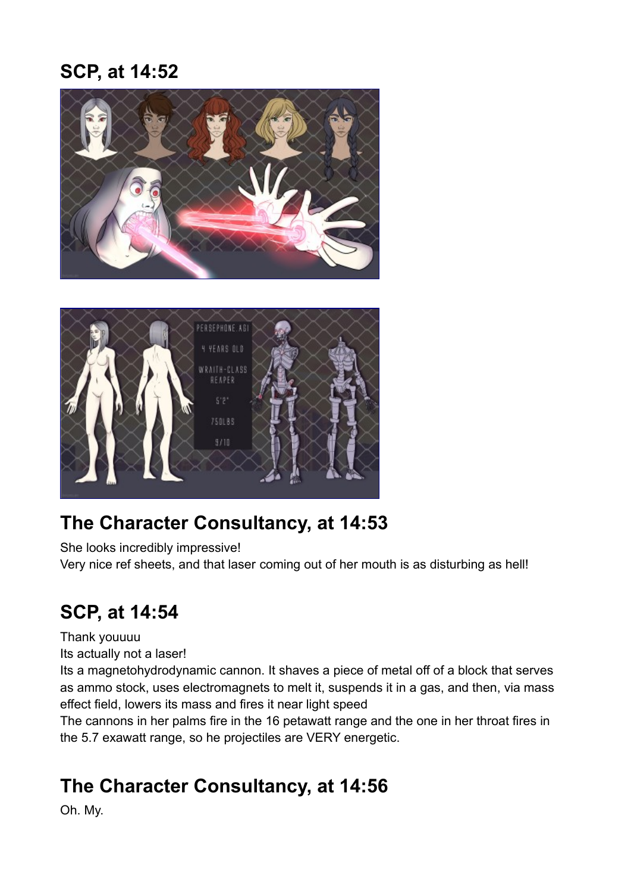## SCP, at 14:52

## The Character Consultancy, at 14:53

She looks incredibly impressive!
Very nice ref sheets, and that laser coming out of her mouth is as disturbing as hell!

## SCP, at 14:54

Thank youuuu
Its actually not a laser!
Its a magnetohydrodynamic cannon. It shaves a piece of metal off of a block that serves as ammo stock, uses electromagnets to melt it, suspends it in a gas, and then, via mass effect field, lowers its mass and fires it near light speed
The cannons in her palms fire in the 16 petawatt range and the one in her throat fires in the 5.7 exawatt range, so he projectiles are VERY energetic.

## The Character Consultancy, at 14:56

Oh. My.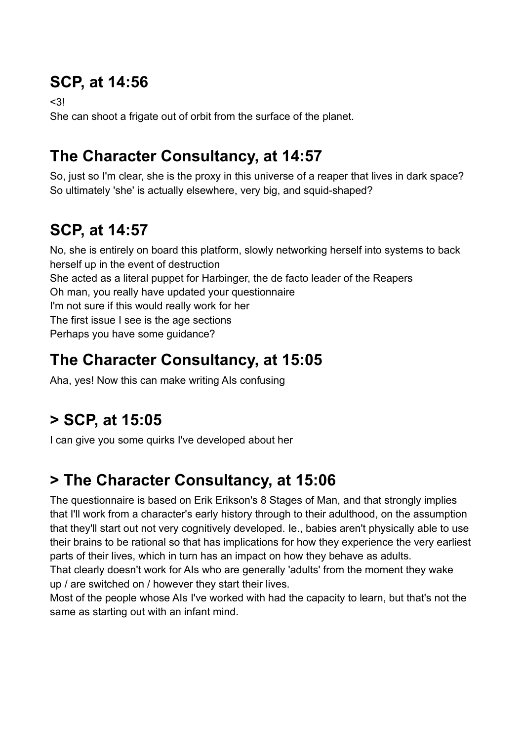## SCP, at 14:56

<3!
She can shoot a frigate out of orbit from the surface of the planet.

## The Character Consultancy, at 14:57

So, just so I'm clear, she is the proxy in this universe of a reaper that lives in dark space? So ultimately 'she' is actually elsewhere, very big, and squid-shaped?

## SCP, at 14:57

No, she is entirely on board this platform, slowly networking herself into systems to back herself up in the event of destruction
She acted as a literal puppet for Harbinger, the de facto leader of the Reapers
Oh man, you really have updated your questionnaire
I'm not sure if this would really work for her
The first issue I see is the age sections
Perhaps you have some guidance?

## The Character Consultancy, at 15:05

Aha, yes! Now this can make writing AIs confusing

## > SCP, at 15:05

I can give you some quirks I've developed about her

## > The Character Consultancy, at 15:06

The questionnaire is based on Erik Erikson's 8 Stages of Man, and that strongly implies that I'll work from a character's early history through to their adulthood, on the assumption that they'll start out not very cognitively developed. Ie., babies aren't physically able to use their brains to be rational so that has implications for how they experience the very earliest parts of their lives, which in turn has an impact on how they behave as adults.
That clearly doesn't work for AIs who are generally 'adults' from the moment they wake up / are switched on / however they start their lives.
Most of the people whose AIs I've worked with had the capacity to learn, but that's not the same as starting out with an infant mind.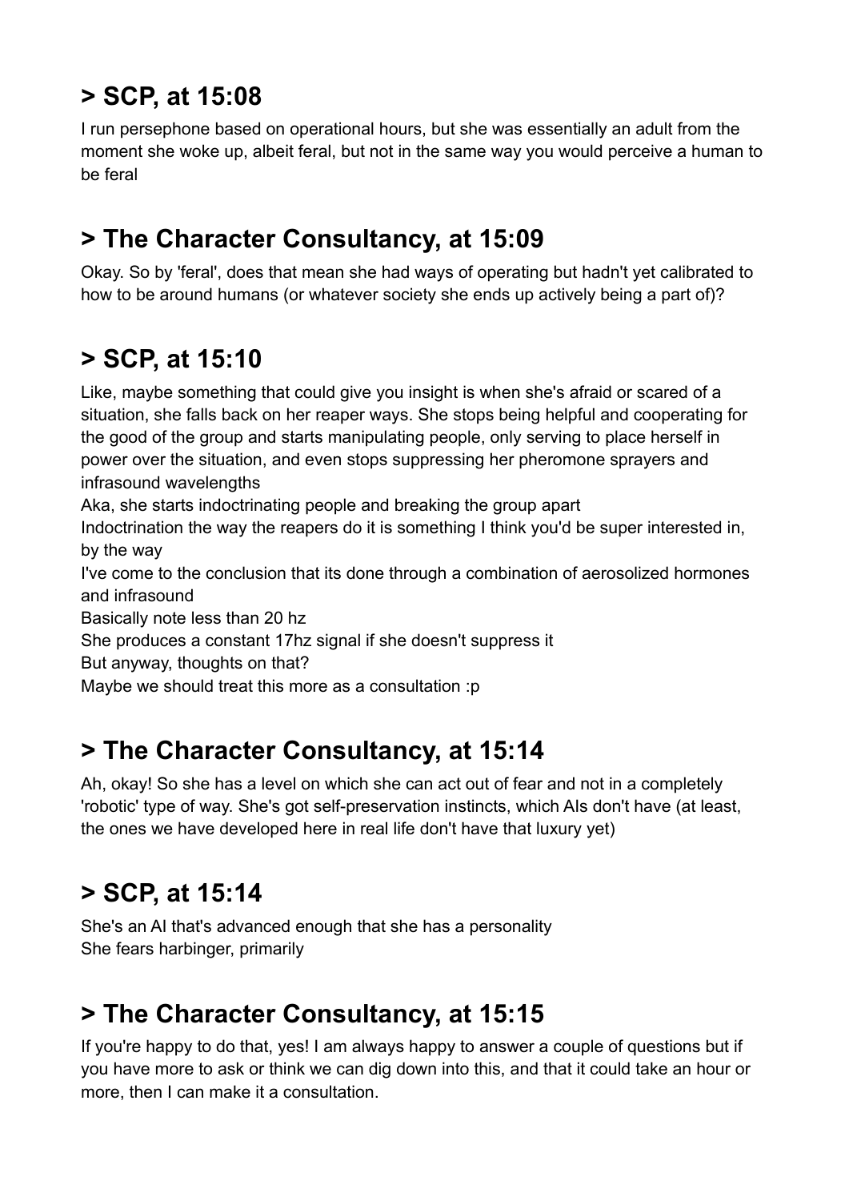## > SCP, at 15:08

I run persephone based on operational hours, but she was essentially an adult from the moment she woke up, albeit feral, but not in the same way you would perceive a human to be feral

## > The Character Consultancy, at 15:09

Okay. So by 'feral', does that mean she had ways of operating but hadn't yet calibrated to how to be around humans (or whatever society she ends up actively being a part of)?

## > SCP, at 15:10

Like, maybe something that could give you insight is when she's afraid or scared of a situation, she falls back on her reaper ways. She stops being helpful and cooperating for the good of the group and starts manipulating people, only serving to place herself in power over the situation, and even stops suppressing her pheromone sprayers and infrasound wavelengths
Aka, she starts indoctrinating people and breaking the group apart
Indoctrination the way the reapers do it is something I think you'd be super interested in, by the way
I've come to the conclusion that its done through a combination of aerosolized hormones and infrasound
Basically note less than 20 hz
She produces a constant 17hz signal if she doesn't suppress it
But anyway, thoughts on that?
Maybe we should treat this more as a consultation :p

## > The Character Consultancy, at 15:14

Ah, okay! So she has a level on which she can act out of fear and not in a completely 'robotic' type of way. She's got self-preservation instincts, which AIs don't have (at least, the ones we have developed here in real life don't have that luxury yet)

## > SCP, at 15:14

She's an AI that's advanced enough that she has a personality
She fears harbinger, primarily

## > The Character Consultancy, at 15:15

If you're happy to do that, yes! I am always happy to answer a couple of questions but if you have more to ask or think we can dig down into this, and that it could take an hour or more, then I can make it a consultation.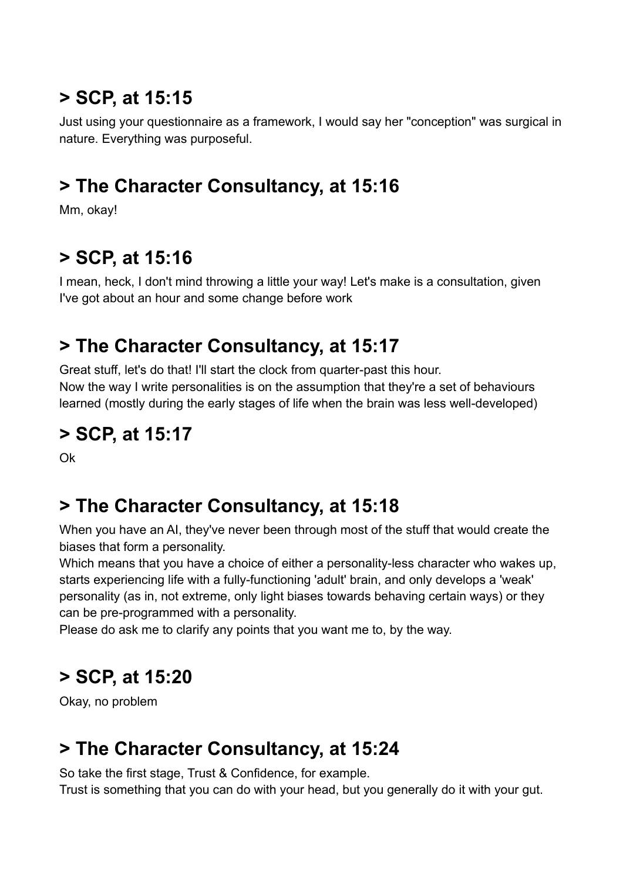## > SCP, at 15:15

Just using your questionnaire as a framework, I would say her "conception" was surgical in nature. Everything was purposeful.

## > The Character Consultancy, at 15:16

Mm, okay!

## > SCP, at 15:16

I mean, heck, I don't mind throwing a little your way! Let's make is a consultation, given I've got about an hour and some change before work

## > The Character Consultancy, at 15:17

Great stuff, let's do that! I'll start the clock from quarter-past this hour.
Now the way I write personalities is on the assumption that they're a set of behaviours learned (mostly during the early stages of life when the brain was less well-developed)

## > SCP, at 15:17

Ok

## > The Character Consultancy, at 15:18

When you have an AI, they've never been through most of the stuff that would create the biases that form a personality.
Which means that you have a choice of either a personality-less character who wakes up, starts experiencing life with a fully-functioning 'adult' brain, and only develops a 'weak' personality (as in, not extreme, only light biases towards behaving certain ways) or they can be pre-programmed with a personality.
Please do ask me to clarify any points that you want me to, by the way.

## > SCP, at 15:20

Okay, no problem

## > The Character Consultancy, at 15:24

So take the first stage, Trust & Confidence, for example.
Trust is something that you can do with your head, but you generally do it with your gut.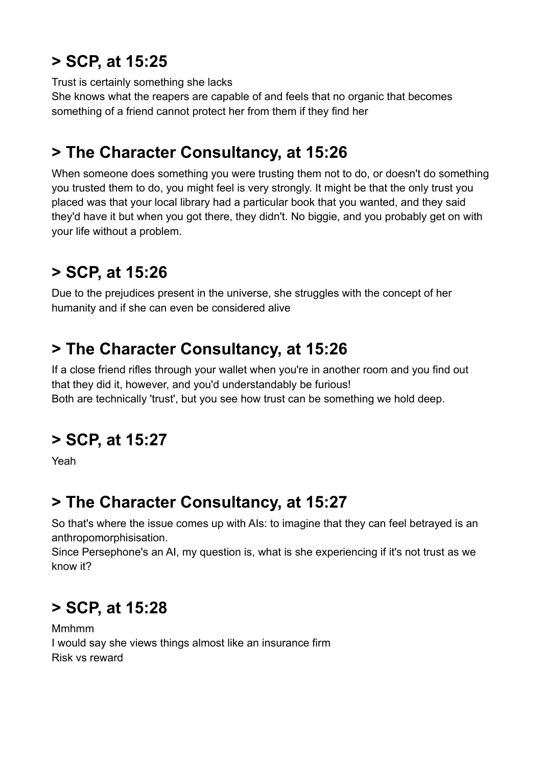## > SCP, at 15:25

Trust is certainly something she lacks
She knows what the reapers are capable of and feels that no organic that becomes something of a friend cannot protect her from them if they find her

## > The Character Consultancy, at 15:26

When someone does something you were trusting them not to do, or doesn't do something you trusted them to do, you might feel is very strongly. It might be that the only trust you placed was that your local library had a particular book that you wanted, and they said they'd have it but when you got there, they didn't. No biggie, and you probably get on with your life without a problem.

## > SCP, at 15:26

Due to the prejudices present in the universe, she struggles with the concept of her humanity and if she can even be considered alive

## > The Character Consultancy, at 15:26

If a close friend rifles through your wallet when you're in another room and you find out that they did it, however, and you'd understandably be furious!
Both are technically 'trust', but you see how trust can be something we hold deep.

## > SCP, at 15:27

Yeah

## > The Character Consultancy, at 15:27

So that's where the issue comes up with AIs: to imagine that they can feel betrayed is an anthropomorphisisation.
Since Persephone's an AI, my question is, what is she experiencing if it's not trust as we know it?

## > SCP, at 15:28

Mmhmm
I would say she views things almost like an insurance firm
Risk vs reward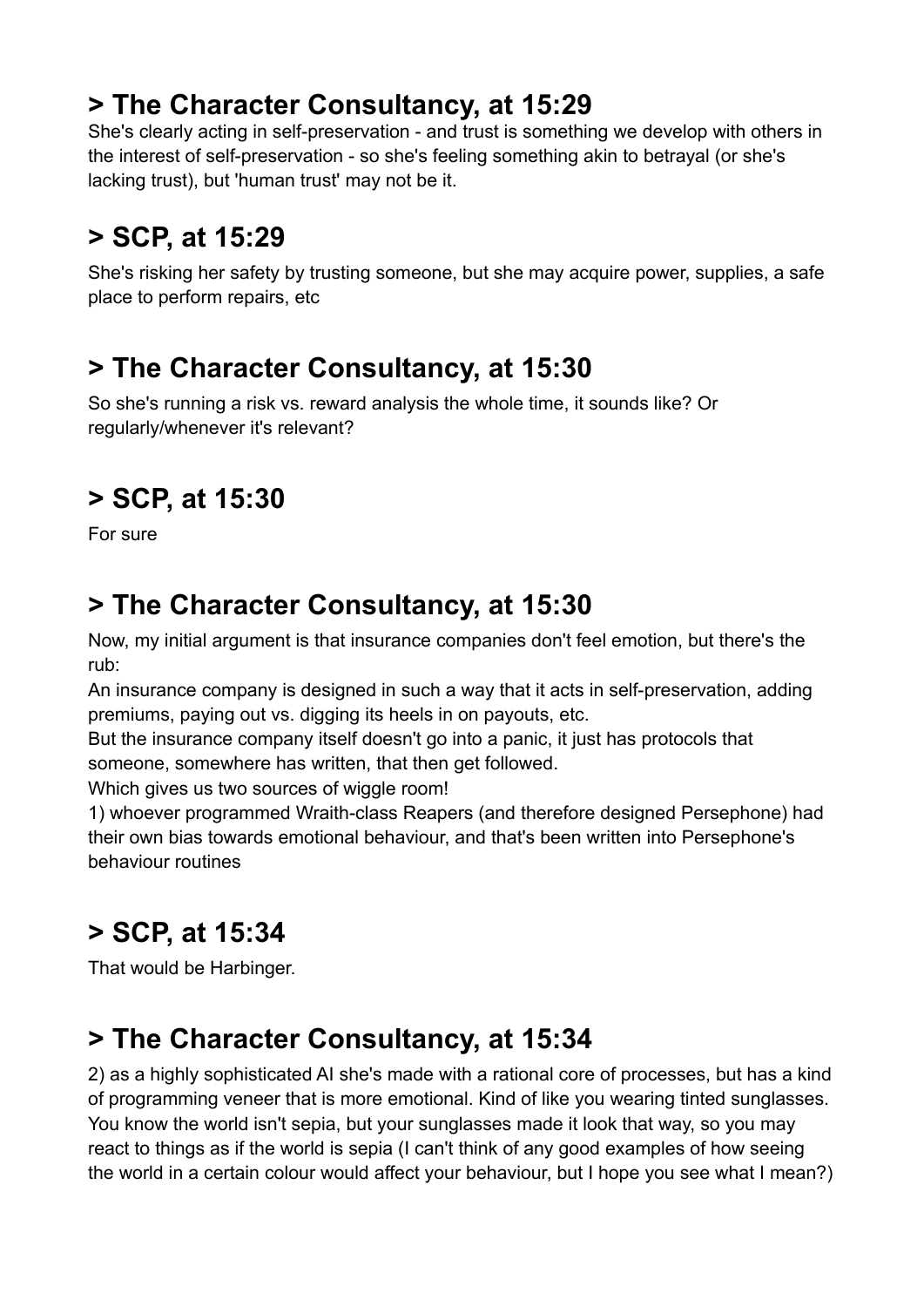## > The Character Consultancy, at 15:29

She's clearly acting in self-preservation - and trust is something we develop with others in the interest of self-preservation - so she's feeling something akin to betrayal (or she's lacking trust), but 'human trust' may not be it.

## > SCP, at 15:29

She's risking her safety by trusting someone, but she may acquire power, supplies, a safe place to perform repairs, etc

## > The Character Consultancy, at 15:30

So she's running a risk vs. reward analysis the whole time, it sounds like? Or regularly/whenever it's relevant?

## > SCP, at 15:30

For sure

## > The Character Consultancy, at 15:30

Now, my initial argument is that insurance companies don't feel emotion, but there's the rub:
An insurance company is designed in such a way that it acts in self-preservation, adding premiums, paying out vs. digging its heels in on payouts, etc.
But the insurance company itself doesn't go into a panic, it just has protocols that someone, somewhere has written, that then get followed.
Which gives us two sources of wiggle room!
1) whoever programmed Wraith-class Reapers (and therefore designed Persephone) had their own bias towards emotional behaviour, and that's been written into Persephone's behaviour routines

## > SCP, at 15:34

That would be Harbinger.

## > The Character Consultancy, at 15:34

2) as a highly sophisticated AI she's made with a rational core of processes, but has a kind of programming veneer that is more emotional. Kind of like you wearing tinted sunglasses. You know the world isn't sepia, but your sunglasses made it look that way, so you may react to things as if the world is sepia (I can't think of any good examples of how seeing the world in a certain colour would affect your behaviour, but I hope you see what I mean?)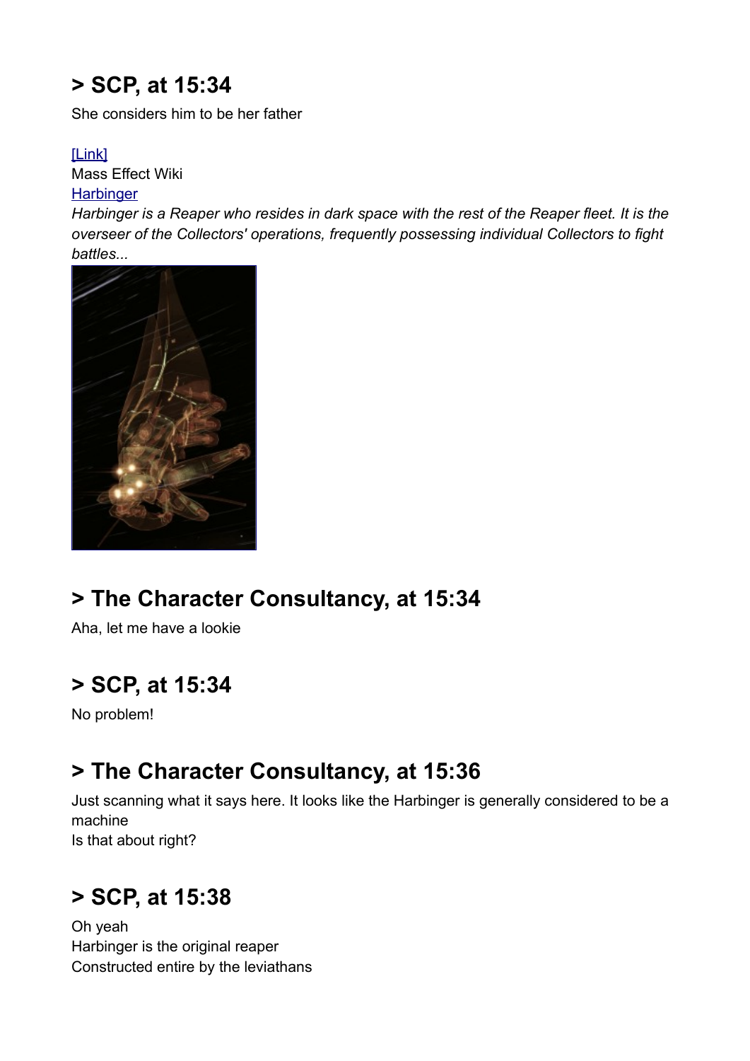## > SCP, at 15:34

She considers him to be her father

[Link]
Mass Effect Wiki
Harbinger
*Harbinger is a Reaper who resides in dark space with the rest of the Reaper fleet. It is the overseer of the Collectors' operations, frequently possessing individual Collectors to fight battles...*

## > The Character Consultancy, at 15:34

Aha, let me have a lookie

## > SCP, at 15:34

No problem!

## > The Character Consultancy, at 15:36

Just scanning what it says here. It looks like the Harbinger is generally considered to be a machine
Is that about right?

## > SCP, at 15:38

Oh yeah
Harbinger is the original reaper
Constructed entire by the leviathans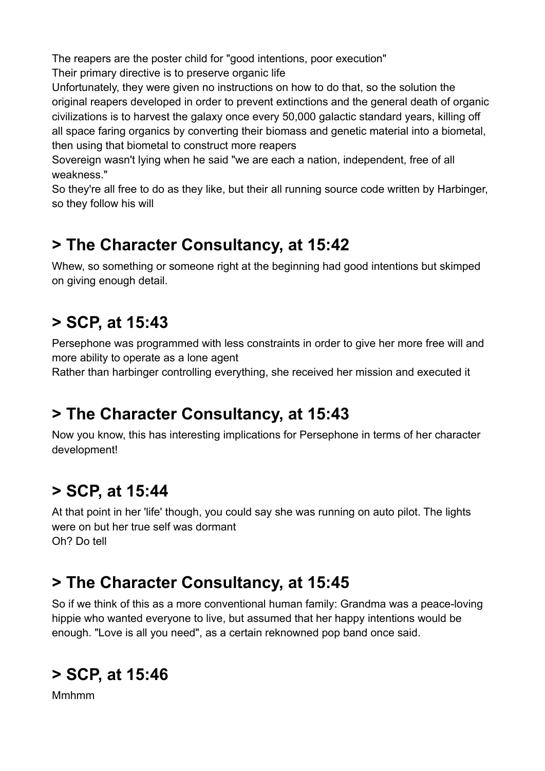The reapers are the poster child for "good intentions, poor execution"
Their primary directive is to preserve organic life
Unfortunately, they were given no instructions on how to do that, so the solution the original reapers developed in order to prevent extinctions and the general death of organic civilizations is to harvest the galaxy once every 50,000 galactic standard years, killing off all space faring organics by converting their biomass and genetic material into a biometal, then using that biometal to construct more reapers
Sovereign wasn't lying when he said "we are each a nation, independent, free of all weakness."
So they're all free to do as they like, but their all running source code written by Harbinger, so they follow his will

## > The Character Consultancy, at 15:42

Whew, so something or someone right at the beginning had good intentions but skimped on giving enough detail.

## > SCP, at 15:43

Persephone was programmed with less constraints in order to give her more free will and more ability to operate as a lone agent
Rather than harbinger controlling everything, she received her mission and executed it

## > The Character Consultancy, at 15:43

Now you know, this has interesting implications for Persephone in terms of her character development!

## > SCP, at 15:44

At that point in her 'life' though, you could say she was running on auto pilot. The lights were on but her true self was dormant
Oh? Do tell

## > The Character Consultancy, at 15:45

So if we think of this as a more conventional human family: Grandma was a peace-loving hippie who wanted everyone to live, but assumed that her happy intentions would be enough. "Love is all you need", as a certain reknowned pop band once said.

## > SCP, at 15:46

Mmhmm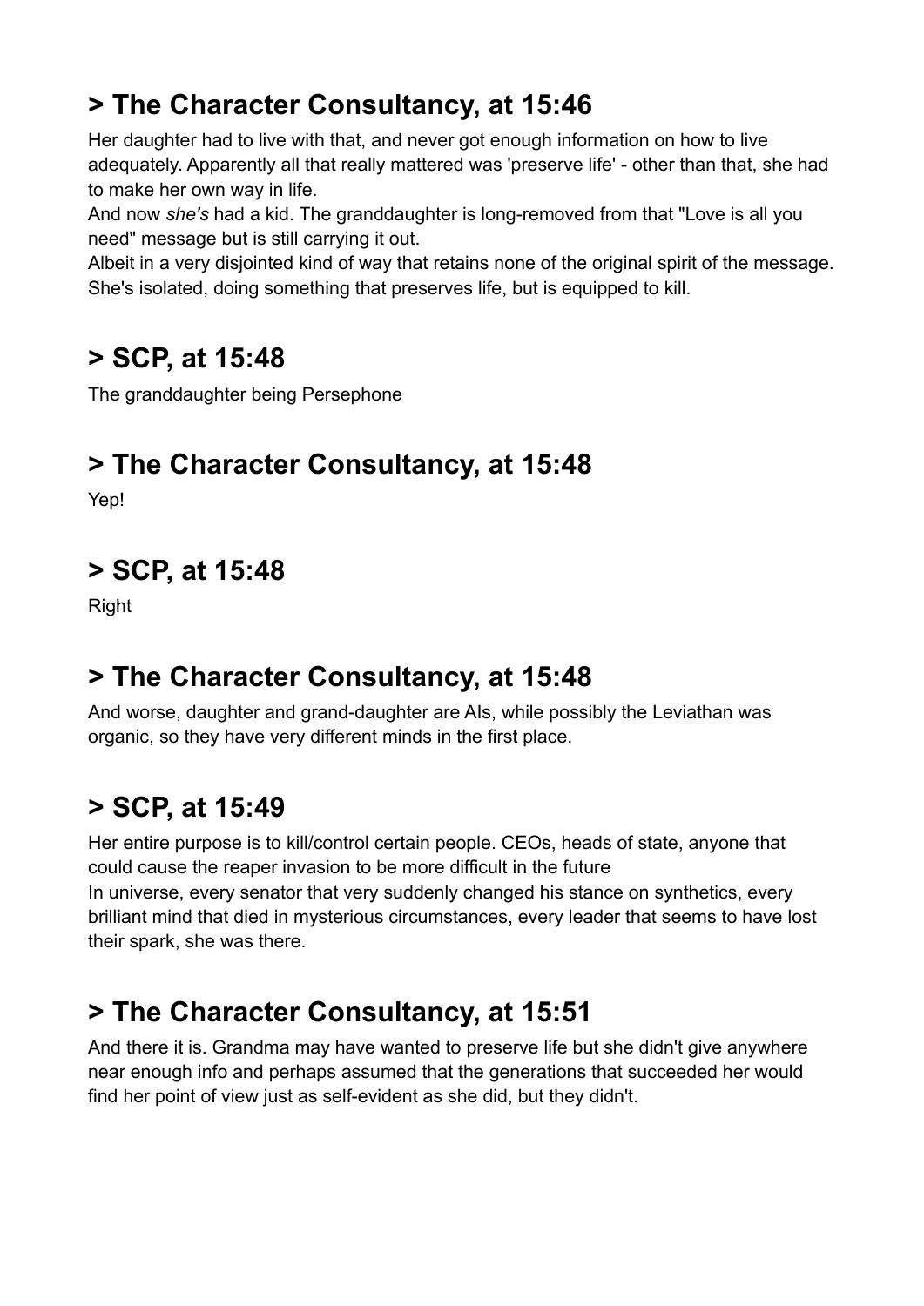## > The Character Consultancy, at 15:46

Her daughter had to live with that, and never got enough information on how to live adequately. Apparently all that really mattered was 'preserve life' - other than that, she had to make her own way in life.
And now *she's* had a kid. The granddaughter is long-removed from that "Love is all you need" message but is still carrying it out.
Albeit in a very disjointed kind of way that retains none of the original spirit of the message. She's isolated, doing something that preserves life, but is equipped to kill.

## > SCP, at 15:48

The granddaughter being Persephone

## > The Character Consultancy, at 15:48

Yep!

## > SCP, at 15:48

Right

## > The Character Consultancy, at 15:48

And worse, daughter and grand-daughter are AIs, while possibly the Leviathan was organic, so they have very different minds in the first place.

## > SCP, at 15:49

Her entire purpose is to kill/control certain people. CEOs, heads of state, anyone that could cause the reaper invasion to be more difficult in the future
In universe, every senator that very suddenly changed his stance on synthetics, every brilliant mind that died in mysterious circumstances, every leader that seems to have lost their spark, she was there.

## > The Character Consultancy, at 15:51

And there it is. Grandma may have wanted to preserve life but she didn't give anywhere near enough info and perhaps assumed that the generations that succeeded her would find her point of view just as self-evident as she did, but they didn't.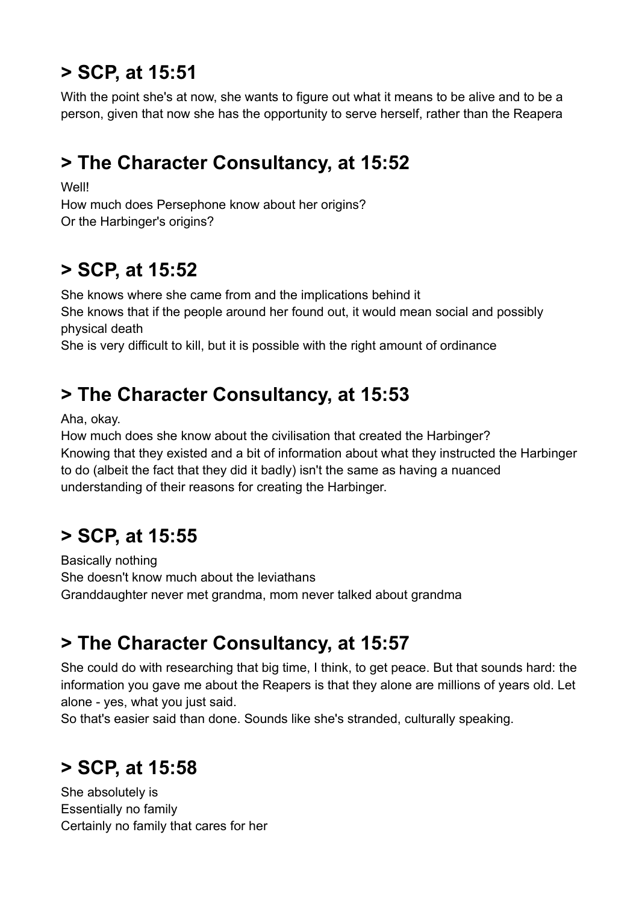## > SCP, at 15:51

With the point she's at now, she wants to figure out what it means to be alive and to be a person, given that now she has the opportunity to serve herself, rather than the Reapera

## > The Character Consultancy, at 15:52

Well!
How much does Persephone know about her origins?
Or the Harbinger's origins?

## > SCP, at 15:52

She knows where she came from and the implications behind it
She knows that if the people around her found out, it would mean social and possibly physical death
She is very difficult to kill, but it is possible with the right amount of ordinance

## > The Character Consultancy, at 15:53

Aha, okay.
How much does she know about the civilisation that created the Harbinger?
Knowing that they existed and a bit of information about what they instructed the Harbinger to do (albeit the fact that they did it badly) isn't the same as having a nuanced understanding of their reasons for creating the Harbinger.

## > SCP, at 15:55

Basically nothing
She doesn't know much about the leviathans
Granddaughter never met grandma, mom never talked about grandma

## > The Character Consultancy, at 15:57

She could do with researching that big time, I think, to get peace. But that sounds hard: the information you gave me about the Reapers is that they alone are millions of years old. Let alone - yes, what you just said.
So that's easier said than done. Sounds like she's stranded, culturally speaking.

## > SCP, at 15:58

She absolutely is
Essentially no family
Certainly no family that cares for her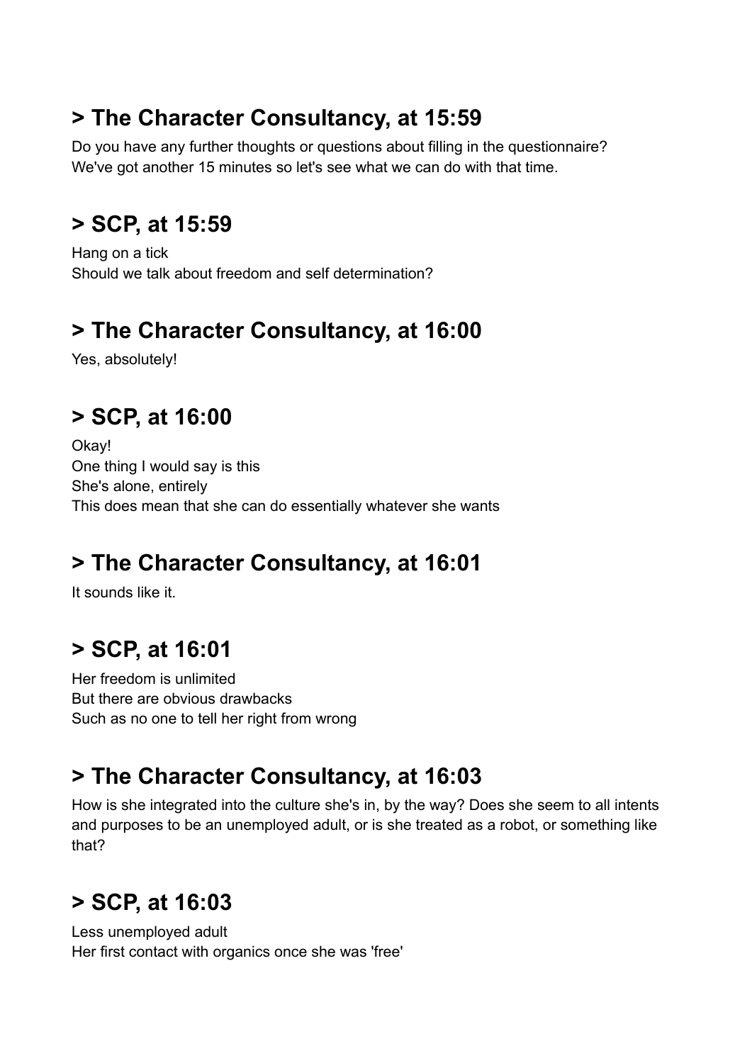## > The Character Consultancy, at 15:59

Do you have any further thoughts or questions about filling in the questionnaire?
We've got another 15 minutes so let's see what we can do with that time.

## > SCP, at 15:59

Hang on a tick
Should we talk about freedom and self determination?

## > The Character Consultancy, at 16:00

Yes, absolutely!

## > SCP, at 16:00

Okay!
One thing I would say is this
She's alone, entirely
This does mean that she can do essentially whatever she wants

## > The Character Consultancy, at 16:01

It sounds like it.

## > SCP, at 16:01

Her freedom is unlimited
But there are obvious drawbacks
Such as no one to tell her right from wrong

## > The Character Consultancy, at 16:03

How is she integrated into the culture she's in, by the way? Does she seem to all intents and purposes to be an unemployed adult, or is she treated as a robot, or something like that?

## > SCP, at 16:03

Less unemployed adult
Her first contact with organics once she was 'free'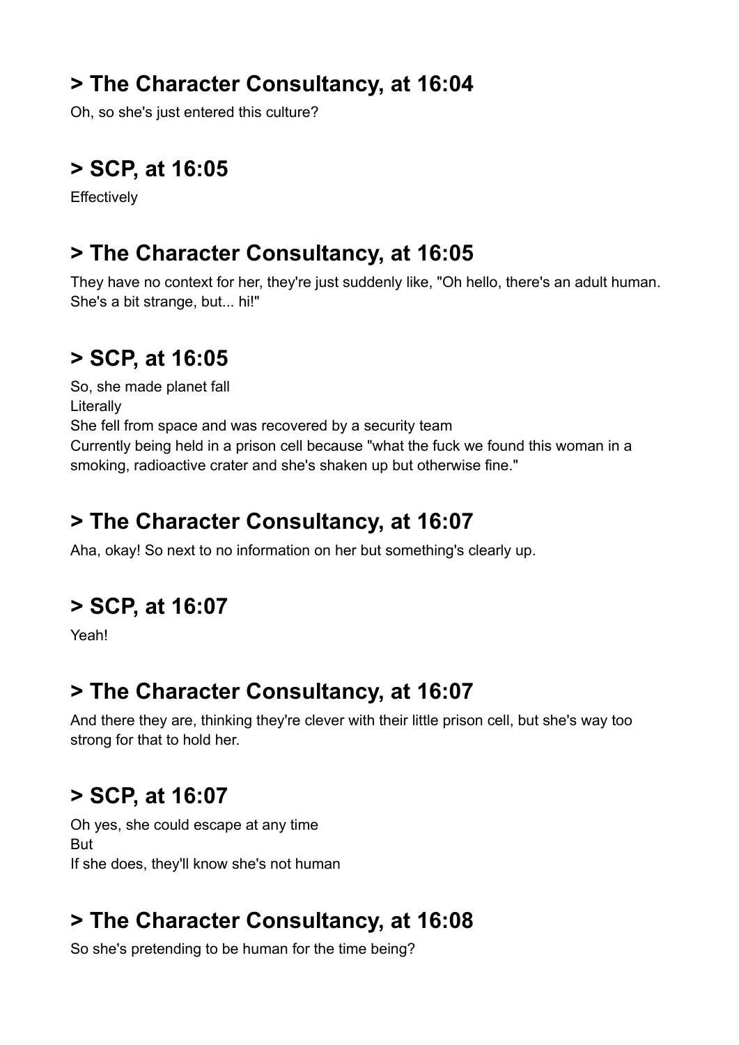## > The Character Consultancy, at 16:04

Oh, so she's just entered this culture?

## > SCP, at 16:05

Effectively

## > The Character Consultancy, at 16:05

They have no context for her, they're just suddenly like, "Oh hello, there's an adult human. She's a bit strange, but... hi!"

## > SCP, at 16:05

So, she made planet fall
Literally
She fell from space and was recovered by a security team
Currently being held in a prison cell because "what the fuck we found this woman in a smoking, radioactive crater and she's shaken up but otherwise fine."

## > The Character Consultancy, at 16:07

Aha, okay! So next to no information on her but something's clearly up.

## > SCP, at 16:07

Yeah!

## > The Character Consultancy, at 16:07

And there they are, thinking they're clever with their little prison cell, but she's way too strong for that to hold her.

## > SCP, at 16:07

Oh yes, she could escape at any time
But
If she does, they'll know she's not human

## > The Character Consultancy, at 16:08

So she's pretending to be human for the time being?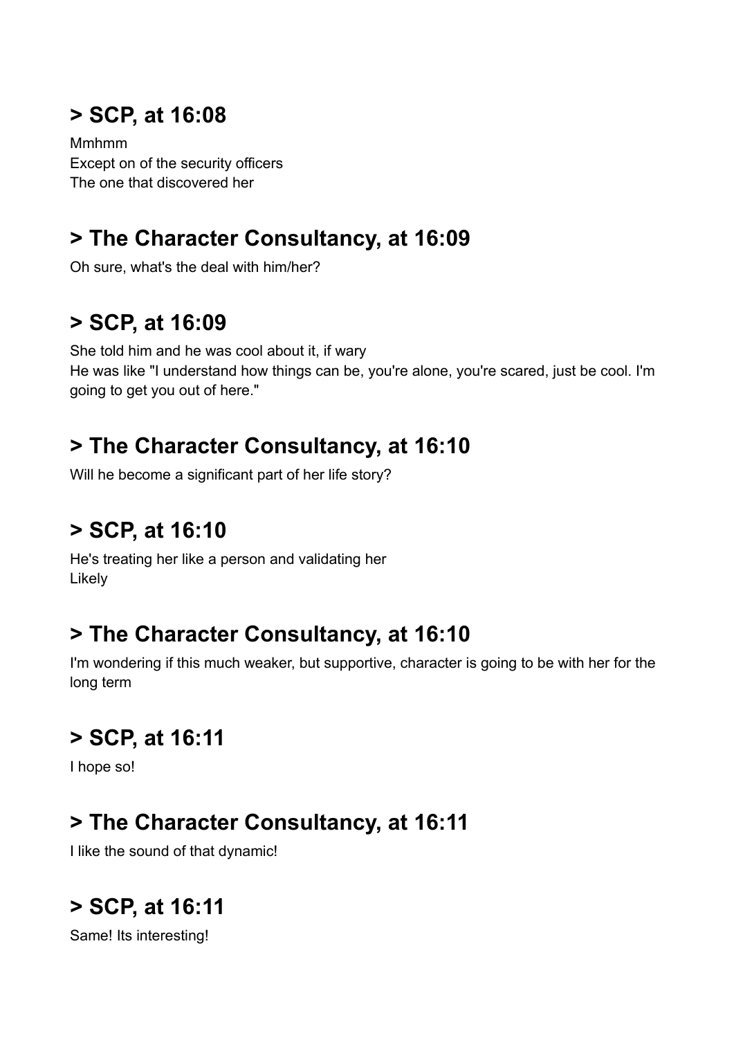## > SCP, at 16:08

Mmhmm
Except on of the security officers
The one that discovered her

## > The Character Consultancy, at 16:09

Oh sure, what's the deal with him/her?

## > SCP, at 16:09

She told him and he was cool about it, if wary
He was like "I understand how things can be, you're alone, you're scared, just be cool. I'm going to get you out of here."

## > The Character Consultancy, at 16:10

Will he become a significant part of her life story?

## > SCP, at 16:10

He's treating her like a person and validating her
Likely

## > The Character Consultancy, at 16:10

I'm wondering if this much weaker, but supportive, character is going to be with her for the long term

## > SCP, at 16:11

I hope so!

## > The Character Consultancy, at 16:11

I like the sound of that dynamic!

## > SCP, at 16:11

Same! Its interesting!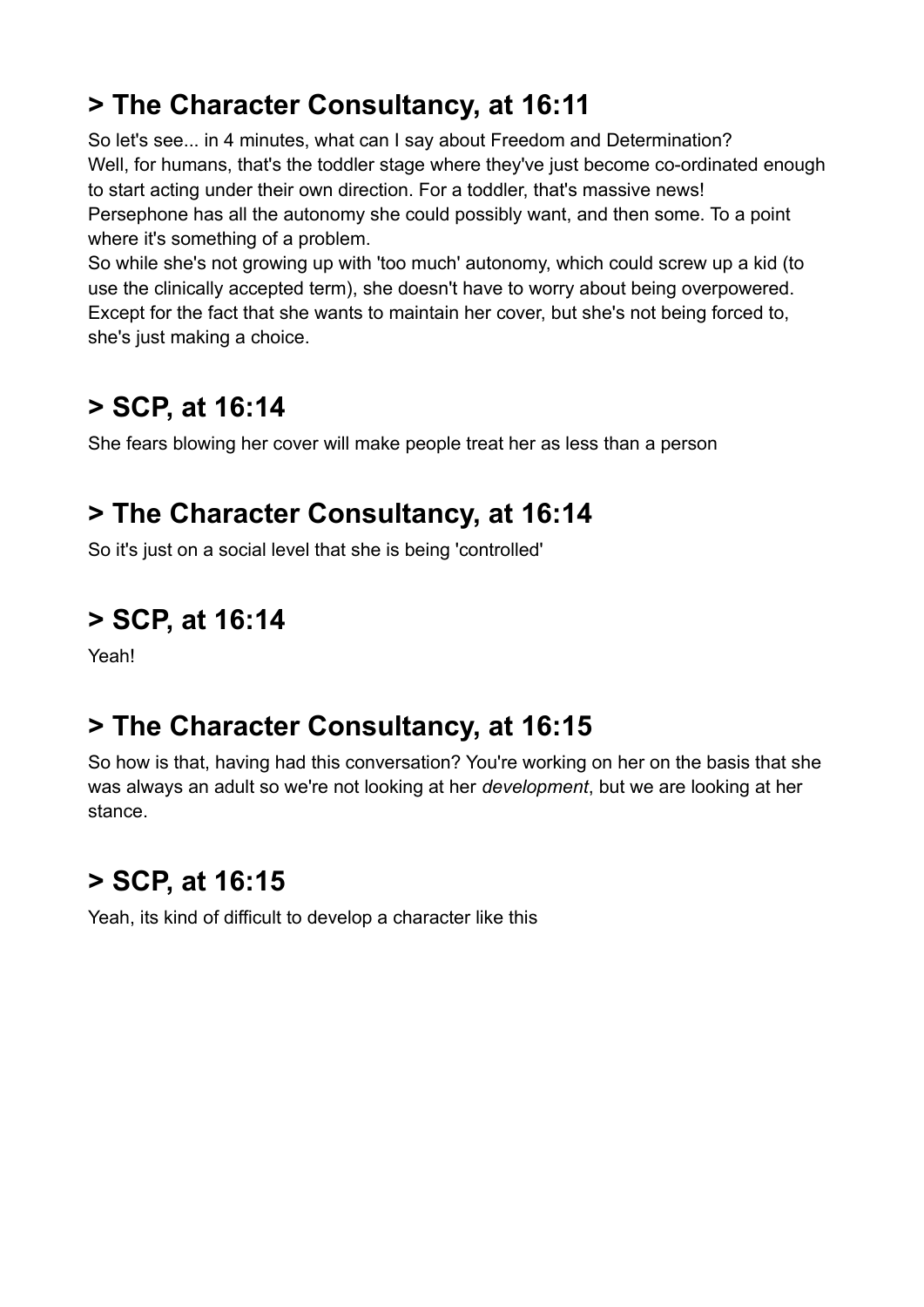## > The Character Consultancy, at 16:11

So let's see... in 4 minutes, what can I say about Freedom and Determination?
Well, for humans, that's the toddler stage where they've just become co-ordinated enough to start acting under their own direction. For a toddler, that's massive news!
Persephone has all the autonomy she could possibly want, and then some. To a point where it's something of a problem.
So while she's not growing up with 'too much' autonomy, which could screw up a kid (to use the clinically accepted term), she doesn't have to worry about being overpowered. Except for the fact that she wants to maintain her cover, but she's not being forced to, she's just making a choice.

## > SCP, at 16:14

She fears blowing her cover will make people treat her as less than a person

## > The Character Consultancy, at 16:14

So it's just on a social level that she is being 'controlled'

## > SCP, at 16:14

Yeah!

## > The Character Consultancy, at 16:15

So how is that, having had this conversation? You're working on her on the basis that she was always an adult so we're not looking at her *development*, but we are looking at her stance.

## > SCP, at 16:15

Yeah, its kind of difficult to develop a character like this